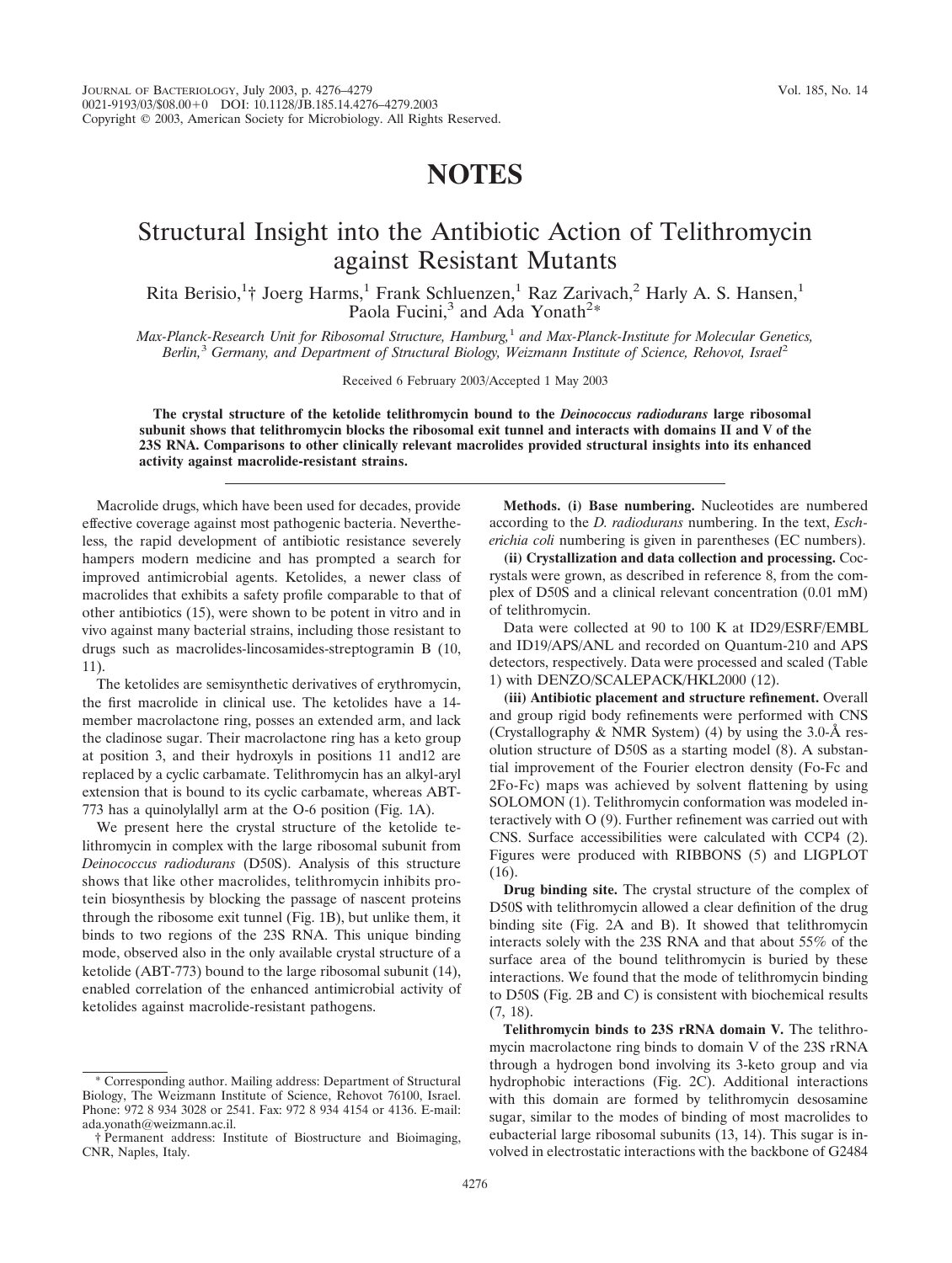NOTES

# Structural Insight into the Antibiotic Action of Telithromycin against Resistant Mutants

Rita Berisio,[1]† Joerg Harms,[1] Frank Schluenzen,[1] Raz Zarivach,[2] Harly A. S. Hansen,[1] Paola Fucini,[3] and Ada Yonath[2]*

*Max-Planck-Research Unit for Ribosomal Structure, Hamburg,[1] and Max-Planck-Institute for Molecular Genetics, Berlin,[3] Germany, and Department of Structural Biology, Weizmann Institute of Science, Rehovot, Israel[2]*

Received 6 February 2003/Accepted 1 May 2003

**The crystal structure of the ketolide telithromycin bound to the *Deinococcus radiodurans* large ribosomal subunit shows that telithromycin blocks the ribosomal exit tunnel and interacts with domains II and V of the 23S RNA. Comparisons to other clinically relevant macrolides provided structural insights into its enhanced activity against macrolide-resistant strains.**

Macrolide drugs, which have been used for decades, provide effective coverage against most pathogenic bacteria. Nevertheless, the rapid development of antibiotic resistance severely hampers modern medicine and has prompted a search for improved antimicrobial agents. Ketolides, a newer class of macrolides that exhibits a safety profile comparable to that of other antibiotics (15), were shown to be potent in vitro and in vivo against many bacterial strains, including those resistant to drugs such as macrolides-lincosamides-streptogramin B (10, 11).

The ketolides are semisynthetic derivatives of erythromycin, the first macrolide in clinical use. The ketolides have a 14-member macrolactone ring, posses an extended arm, and lack the cladinose sugar. Their macrolactone ring has a keto group at position 3, and their hydroxyls in positions 11 and12 are replaced by a cyclic carbamate. Telithromycin has an alkyl-aryl extension that is bound to its cyclic carbamate, whereas ABT-773 has a quinolylallyl arm at the O-6 position (Fig. 1A).

We present here the crystal structure of the ketolide telithromycin in complex with the large ribosomal subunit from *Deinococcus radiodurans* (D50S). Analysis of this structure shows that like other macrolides, telithromycin inhibits protein biosynthesis by blocking the passage of nascent proteins through the ribosome exit tunnel (Fig. 1B), but unlike them, it binds to two regions of the 23S RNA. This unique binding mode, observed also in the only available crystal structure of a ketolide (ABT-773) bound to the large ribosomal subunit (14), enabled correlation of the enhanced antimicrobial activity of ketolides against macrolide-resistant pathogens.

**Methods. (i) Base numbering.** Nucleotides are numbered according to the *D. radiodurans* numbering. In the text, *Escherichia coli* numbering is given in parentheses (EC numbers).

**(ii) Crystallization and data collection and processing.** Cocrystals were grown, as described in reference 8, from the complex of D50S and a clinical relevant concentration (0.01 mM) of telithromycin.

Data were collected at 90 to 100 K at ID29/ESRF/EMBL and ID19/APS/ANL and recorded on Quantum-210 and APS detectors, respectively. Data were processed and scaled (Table 1) with DENZO/SCALEPACK/HKL2000 (12).

**(iii) Antibiotic placement and structure refinement.** Overall and group rigid body refinements were performed with CNS (Crystallography & NMR System) (4) by using the 3.0-Å resolution structure of D50S as a starting model (8). A substantial improvement of the Fourier electron density (Fo-Fc and 2Fo-Fc) maps was achieved by solvent flattening by using SOLOMON (1). Telithromycin conformation was modeled interactively with O (9). Further refinement was carried out with CNS. Surface accessibilities were calculated with CCP4 (2). Figures were produced with RIBBONS (5) and LIGPLOT (16).

**Drug binding site.** The crystal structure of the complex of D50S with telithromycin allowed a clear definition of the drug binding site (Fig. 2A and B). It showed that telithromycin interacts solely with the 23S RNA and that about 55% of the surface area of the bound telithromycin is buried by these interactions. We found that the mode of telithromycin binding to D50S (Fig. 2B and C) is consistent with biochemical results (7, 18).

**Telithromycin binds to 23S rRNA domain V.** The telithromycin macrolactone ring binds to domain V of the 23S rRNA through a hydrogen bond involving its 3-keto group and via hydrophobic interactions (Fig. 2C). Additional interactions with this domain are formed by telithromycin desosamine sugar, similar to the modes of binding of most macrolides to eubacterial large ribosomal subunits (13, 14). This sugar is involved in electrostatic interactions with the backbone of G2484

---

\* Corresponding author. Mailing address: Department of Structural Biology, The Weizmann Institute of Science, Rehovot 76100, Israel. Phone: 972 8 934 3028 or 2541. Fax: 972 8 934 4154 or 4136. E-mail: ada.yonath@weizmann.ac.il.

† Permanent address: Institute of Biostructure and Bioimaging, CNR, Naples, Italy.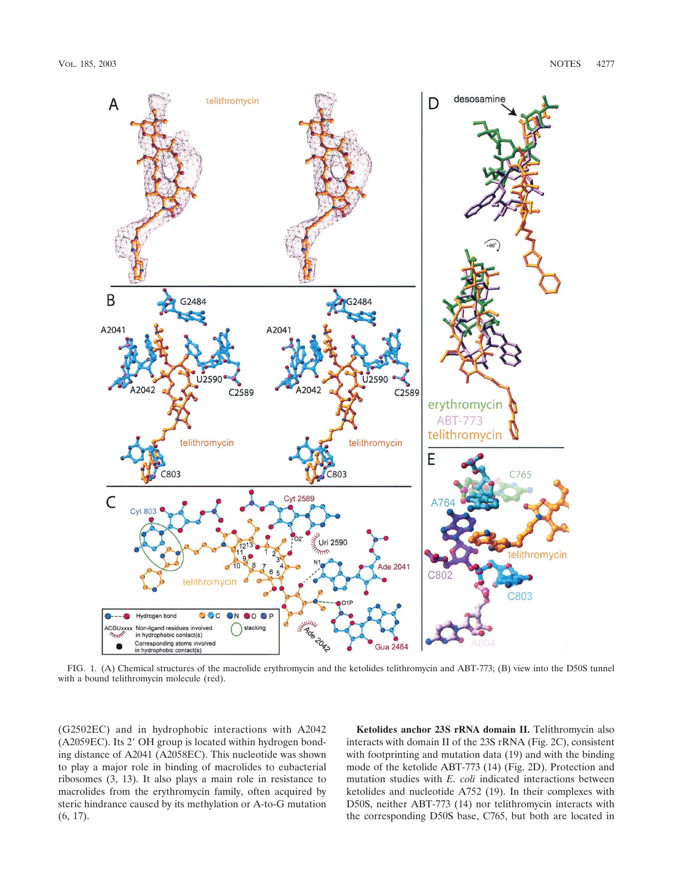FIG. 1. (A) Chemical structures of the macrolide erythromycin and the ketolides telithromycin and ABT-773; (B) view into the D50S tunnel with a bound telithromycin molecule (red).

(G2502EC) and in hydrophobic interactions with A2042 (A2059EC). Its 2′ OH group is located within hydrogen bonding distance of A2041 (A2058EC). This nucleotide was shown to play a major role in binding of macrolides to eubacterial ribosomes (3, 13). It also plays a main role in resistance to macrolides from the erythromycin family, often acquired by steric hindrance caused by its methylation or A-to-G mutation (6, 17).

**Ketolides anchor 23S rRNA domain II.** Telithromycin also interacts with domain II of the 23S rRNA (Fig. 2C), consistent with footprinting and mutation data (19) and with the binding mode of the ketolide ABT-773 (14) (Fig. 2D). Protection and mutation studies with *E. coli* indicated interactions between ketolides and nucleotide A752 (19). In their complexes with D50S, neither ABT-773 (14) nor telithromycin interacts with the corresponding D50S base, C765, but both are located in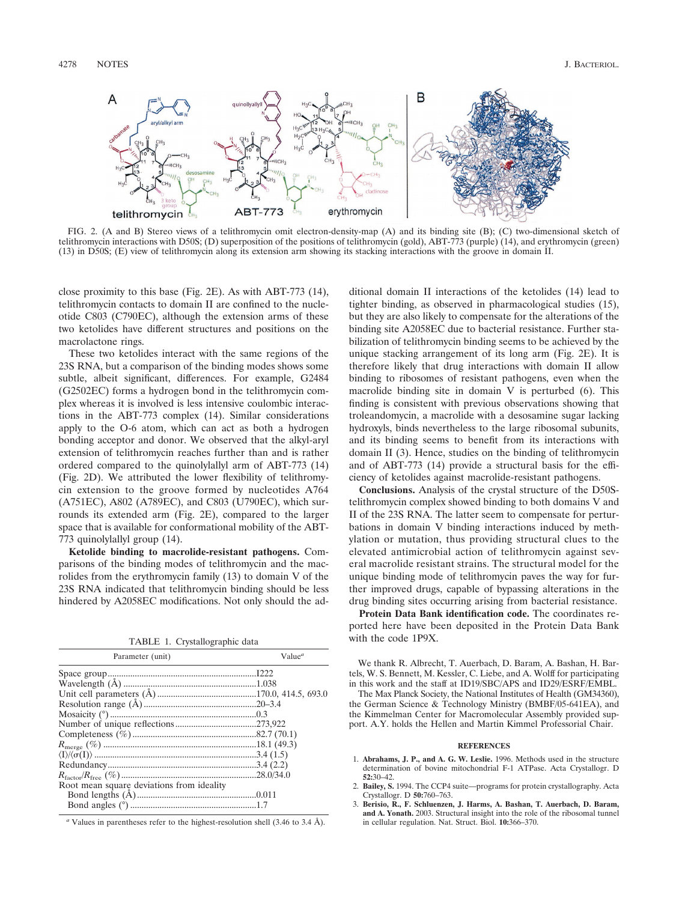FIG. 2. (A and B) Stereo views of a telithromycin omit electron-density-map (A) and its binding site (B); (C) two-dimensional sketch of telithromycin interactions with D50S; (D) superposition of the positions of telithromycin (gold), ABT-773 (purple) (14), and erythromycin (green) (13) in D50S; (E) view of telithromycin along its extension arm showing its stacking interactions with the groove in domain II.

close proximity to this base (Fig. 2E). As with ABT-773 (14), telithromycin contacts to domain II are confined to the nucleotide C803 (C790EC), although the extension arms of these two ketolides have different structures and positions on the macrolactone rings.

These two ketolides interact with the same regions of the 23S RNA, but a comparison of the binding modes shows some subtle, albeit significant, differences. For example, G2484 (G2502EC) forms a hydrogen bond in the telithromycin complex whereas it is involved is less intensive coulombic interactions in the ABT-773 complex (14). Similar considerations apply to the O-6 atom, which can act as both a hydrogen bonding acceptor and donor. We observed that the alkyl-aryl extension of telithromycin reaches further than and is rather ordered compared to the quinolylallyl arm of ABT-773 (14) (Fig. 2D). We attributed the lower flexibility of telithromycin extension to the groove formed by nucleotides A764 (A751EC), A802 (A789EC), and C803 (U790EC), which surrounds its extended arm (Fig. 2E), compared to the larger space that is available for conformational mobility of the ABT-773 quinolylallyl group (14).

**Ketolide binding to macrolide-resistant pathogens.** Comparisons of the binding modes of telithromycin and the macrolides from the erythromycin family (13) to domain V of the 23S RNA indicated that telithromycin binding should be less hindered by A2058EC modifications. Not only should the additional domain II interactions of the ketolides (14) lead to tighter binding, as observed in pharmacological studies (15), but they are also likely to compensate for the alterations of the binding site A2058EC due to bacterial resistance. Further stabilization of telithromycin binding seems to be achieved by the unique stacking arrangement of its long arm (Fig. 2E). It is therefore likely that drug interactions with domain II allow binding to ribosomes of resistant pathogens, even when the macrolide binding site in domain V is perturbed (6). This finding is consistent with previous observations showing that troleandomycin, a macrolide with a desosamine sugar lacking hydroxyls, binds nevertheless to the large ribosomal subunits, and its binding seems to benefit from its interactions with domain II (3). Hence, studies on the binding of telithromycin and of ABT-773 (14) provide a structural basis for the efficiency of ketolides against macrolide-resistant pathogens.

**Conclusions.** Analysis of the crystal structure of the D50S-telithromycin complex showed binding to both domains V and II of the 23S RNA. The latter seem to compensate for perturbations in domain V binding interactions induced by methylation or mutation, thus providing structural clues to the elevated antimicrobial action of telithromycin against several macrolide resistant strains. The structural model for the unique binding mode of telithromycin paves the way for further improved drugs, capable of bypassing alterations in the drug binding sites occurring arising from bacterial resistance.

**Protein Data Bank identification code.** The coordinates reported here have been deposited in the Protein Data Bank with the code 1P9X.

TABLE 1. Crystallographic data

| Parameter (unit) | Value[a] |
|---|---|
| Space group | I222 |
| Wavelength (Å) | 1.038 |
| Unit cell parameters (Å) | 170.0, 414.5, 693.0 |
| Resolution range (Å) | 20–3.4 |
| Mosaicity (°) | 0.3 |
| Number of unique reflections | 273,922 |
| Completeness (%) | 82.7 (70.1) |
| $R_{merge}$ (%) | 18.1 (49.3) |
| $\langle I \rangle / \langle \sigma(I) \rangle$ | 3.4 (1.5) |
| Redundancy | 3.4 (2.2) |
| $R_{factor}/R_{free}$ (%) | 28.0/34.0 |
| Root mean square deviations from ideality | |
| Bond lengths (Å) | 0.011 |
| Bond angles (°) | 1.7 |

[a] Values in parentheses refer to the highest-resolution shell (3.46 to 3.4 Å).

We thank R. Albrecht, T. Auerbach, D. Baram, A. Bashan, H. Bartels, W. S. Bennett, M. Kessler, C. Liebe, and A. Wolff for participating in this work and the staff at ID19/SBC/APS and ID29/ESRF/EMBL.

The Max Planck Society, the National Institutes of Health (GM34360), the German Science & Technology Ministry (BMBF/05-641EA), and the Kimmelman Center for Macromolecular Assembly provided support. A.Y. holds the Hellen and Martin Kimmel Professorial Chair.

## REFERENCES

1. **Abrahams, J. P., and A. G. W. Leslie.** 1996. Methods used in the structure determination of bovine mitochondrial F-1 ATPase. Acta Crystallogr. D **52:**30–42.
2. **Bailey, S.** 1994. The CCP4 suite—programs for protein crystallography. Acta Crystallogr. D **50:**760–763.
3. **Berisio, R., F. Schluenzen, J. Harms, A. Bashan, T. Auerbach, D. Baram, and A. Yonath.** 2003. Structural insight into the role of the ribosomal tunnel in cellular regulation. Nat. Struct. Biol. **10:**366–370.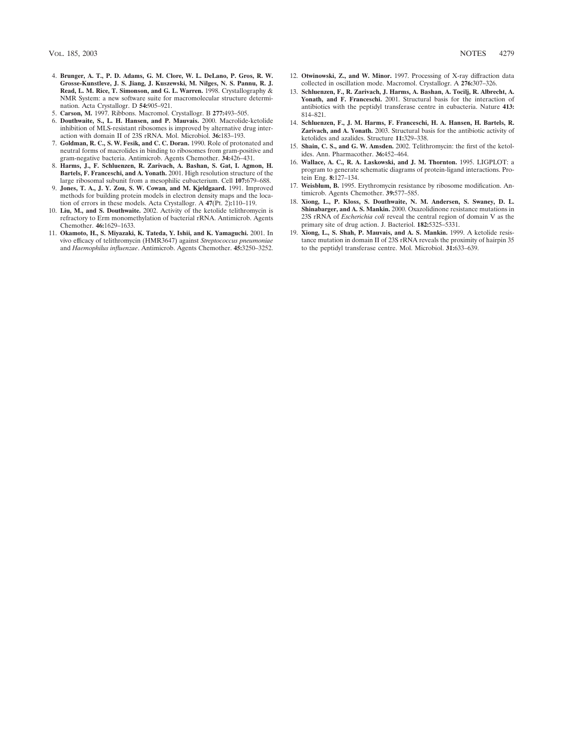4. **Brunger, A. T., P. D. Adams, G. M. Clore, W. L. DeLano, P. Gros, R. W. Grosse-Kunstleve, J. S. Jiang, J. Kuszewski, M. Nilges, N. S. Pannu, R. J. Read, L. M. Rice, T. Simonson, and G. L. Warren.** 1998. Crystallography & NMR System: a new software suite for macromolecular structure determination. Acta Crystallogr. D **54:**905–921.
5. **Carson, M.** 1997. Ribbons. Macromol. Crystallogr. B **277:**493–505.
6. **Douthwaite, S., L. H. Hansen, and P. Mauvais.** 2000. Macrolide-ketolide inhibition of MLS-resistant ribosomes is improved by alternative drug interaction with domain II of 23S rRNA. Mol. Microbiol. **36:**183–193.
7. **Goldman, R. C., S. W. Fesik, and C. C. Doran.** 1990. Role of protonated and neutral forms of macrolides in binding to ribosomes from gram-positive and gram-negative bacteria. Antimicrob. Agents Chemother. **34:**426–431.
8. **Harms, J., F. Schluenzen, R. Zarivach, A. Bashan, S. Gat, I. Agmon, H. Bartels, F. Franceschi, and A. Yonath.** 2001. High resolution structure of the large ribosomal subunit from a mesophilic eubacterium. Cell **107:**679–688.
9. **Jones, T. A., J. Y. Zou, S. W. Cowan, and M. Kjeldgaard.** 1991. Improved methods for building protein models in electron density maps and the location of errors in these models. Acta Crystallogr. A **47**(Pt. 2)**:**110–119.
10. **Liu, M., and S. Douthwaite.** 2002. Activity of the ketolide telithromycin is refractory to Erm monomethylation of bacterial rRNA. Antimicrob. Agents Chemother. **46:**1629–1633.
11. **Okamoto, H., S. Miyazaki, K. Tateda, Y. Ishii, and K. Yamaguchi.** 2001. In vivo efficacy of telithromycin (HMR3647) against *Streptococcus pneumoniae* and *Haemophilus influenzae*. Antimicrob. Agents Chemother. **45:**3250–3252.
12. **Otwinowski, Z., and W. Minor.** 1997. Processing of X-ray diffraction data collected in oscillation mode. Macromol. Crystallogr. A **276:**307–326.
13. **Schluenzen, F., R. Zarivach, J. Harms, A. Bashan, A. Tocilj, R. Albrecht, A. Yonath, and F. Franceschi.** 2001. Structural basis for the interaction of antibiotics with the peptidyl transferase centre in eubacteria. Nature **413:** 814–821.
14. **Schluenzen, F., J. M. Harms, F. Franceschi, H. A. Hansen, H. Bartels, R. Zarivach, and A. Yonath.** 2003. Structural basis for the antibiotic activity of ketolides and azalides. Structure **11:**329–338.
15. **Shain, C. S., and G. W. Amsden.** 2002. Telithromycin: the first of the ketolides. Ann. Pharmacother. **36:**452–464.
16. **Wallace, A. C., R. A. Laskowski, and J. M. Thornton.** 1995. LIGPLOT: a program to generate schematic diagrams of protein-ligand interactions. Protein Eng. **8:**127–134.
17. **Weisblum, B.** 1995. Erythromycin resistance by ribosome modification. Antimicrob. Agents Chemother. **39:**577–585.
18. **Xiong, L., P. Kloss, S. Douthwaite, N. M. Andersen, S. Swaney, D. L. Shinabarger, and A. S. Mankin.** 2000. Oxazolidinone resistance mutations in 23S rRNA of *Escherichia coli* reveal the central region of domain V as the primary site of drug action. J. Bacteriol. **182:**5325–5331.
19. **Xiong, L., S. Shah, P. Mauvais, and A. S. Mankin.** 1999. A ketolide resistance mutation in domain II of 23S rRNA reveals the proximity of hairpin 35 to the peptidyl transferase centre. Mol. Microbiol. **31:**633–639.